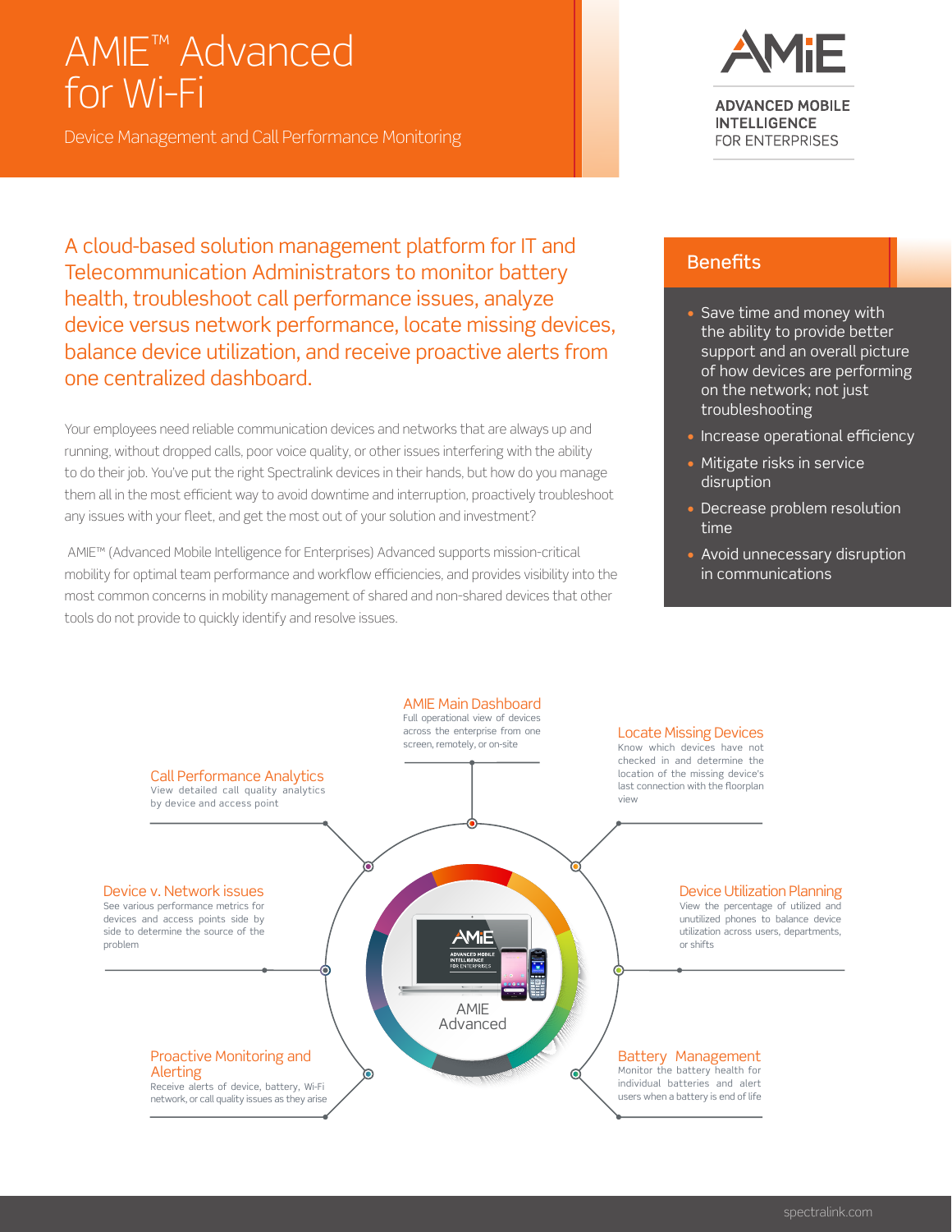# AMIE™ Advanced for Wi-Fi

Device Management and Call Performance Monitoring

ADVANCED MOBILE INTELLIGENCE FOR ENTERPRISES

## A cloud-based solution management platform for IT and Telecommunication Administrators to monitor battery health, troubleshoot call performance issues, analyze device versus network performance, locate missing devices, balance device utilization, and receive proactive alerts from one centralized dashboard.

Your employees need reliable communication devices and networks that are always up and running, without dropped calls, poor voice quality, or other issues interfering with the ability to do their job. You've put the right Spectralink devices in their hands, but how do you manage them all in the most efficient way to avoid downtime and interruption, proactively troubleshoot any issues with your fleet, and get the most out of your solution and investment?

AMIE™ (Advanced Mobile Intelligence for Enterprises) Advanced supports mission-critical mobility for optimal team performance and workflow efficiencies, and provides visibility into the most common concerns in mobility management of shared and non-shared devices that other tools do not provide to quickly identify and resolve issues.

### Benefits

- Save time and money with the ability to provide better support and an overall picture of how devices are performing on the network; not just troubleshooting
- Increase operational efficiency
- Mitigate risks in service disruption
- Decrease problem resolution time
- Avoid unnecessary disruption in communications

### AMIE Main Dashboard

Full operational view of devices across the enterprise from one screen, remotely, or on-site

### Call Performance Analytics

View detailed call quality analytics by device and access point

### Locate Missing Devices

Know which devices have not checked in and determine the location of the missing device's last connection with the floorplan view

### Device v. Network issues

See various performance metrics for devices and access points side by side to determine the source of the problem

### Device Utilization Planning

View the percentage of utilized and unutilized phones to balance device utilization across users, departments, or shifts

AMIE Advanced

### Proactive Monitoring and Alerting

Receive alerts of device, battery, Wi-Fi network, or call quality issues as they arise

### Battery Management

Monitor the battery health for individual batteries and alert users when a battery is end of life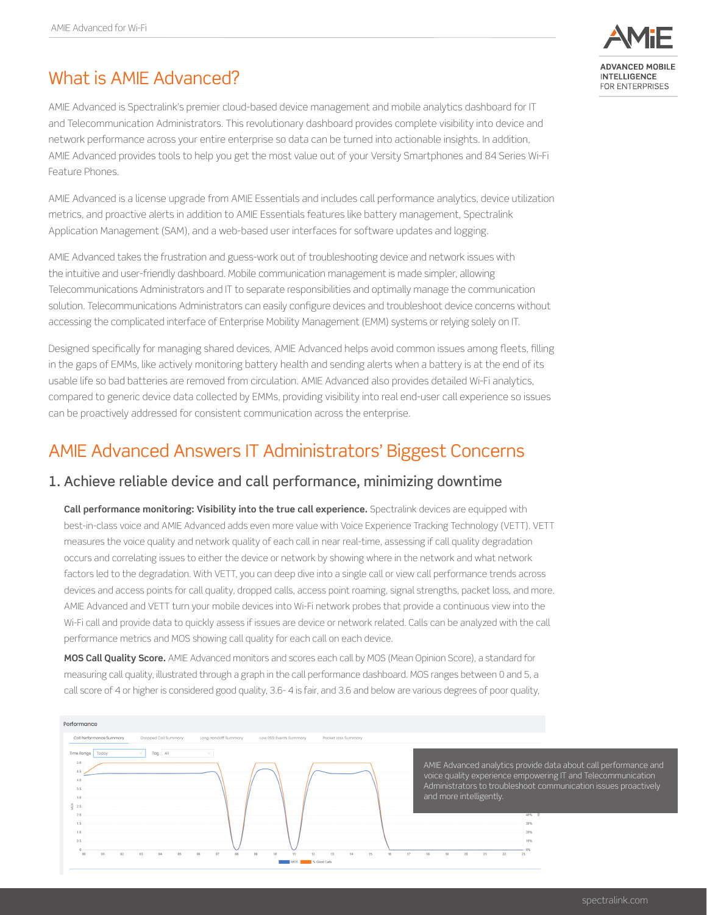# What is AMIE Advanced?

AMIE Advanced is Spectralink's premier cloud-based device management and mobile analytics dashboard for IT and Telecommunication Administrators. This revolutionary dashboard provides complete visibility into device and network performance across your entire enterprise so data can be turned into actionable insights. In addition, AMIE Advanced provides tools to help you get the most value out of your Versity Smartphones and 84 Series Wi-Fi Feature Phones.

AMIE Advanced is a license upgrade from AMIE Essentials and includes call performance analytics, device utilization metrics, and proactive alerts in addition to AMIE Essentials features like battery management, Spectralink Application Management (SAM), and a web-based user interfaces for software updates and logging.

AMIE Advanced takes the frustration and guess-work out of troubleshooting device and network issues with the intuitive and user-friendly dashboard. Mobile communication management is made simpler, allowing Telecommunications Administrators and IT to separate responsibilities and optimally manage the communication solution. Telecommunications Administrators can easily configure devices and troubleshoot device concerns without accessing the complicated interface of Enterprise Mobility Management (EMM) systems or relying solely on IT.

Designed specifically for managing shared devices, AMIE Advanced helps avoid common issues among fleets, filling in the gaps of EMMs, like actively monitoring battery health and sending alerts when a battery is at the end of its usable life so bad batteries are removed from circulation. AMIE Advanced also provides detailed Wi-Fi analytics, compared to generic device data collected by EMMs, providing visibility into real end-user call experience so issues can be proactively addressed for consistent communication across the enterprise.

# AMIE Advanced Answers IT Administrators' Biggest Concerns

## 1. Achieve reliable device and call performance, minimizing downtime

**Call performance monitoring: Visibility into the true call experience.** Spectralink devices are equipped with best-in-class voice and AMIE Advanced adds even more value with Voice Experience Tracking Technology (VETT). VETT measures the voice quality and network quality of each call in near real-time, assessing if call quality degradation occurs and correlating issues to either the device or network by showing where in the network and what network factors led to the degradation. With VETT, you can deep dive into a single call or view call performance trends across devices and access points for call quality, dropped calls, access point roaming, signal strengths, packet loss, and more. AMIE Advanced and VETT turn your mobile devices into Wi-Fi network probes that provide a continuous view into the Wi-Fi call and provide data to quickly assess if issues are device or network related. Calls can be analyzed with the call performance metrics and MOS showing call quality for each call on each device.

**MOS Call Quality Score.** AMIE Advanced monitors and scores each call by MOS (Mean Opinion Score), a standard for measuring call quality, illustrated through a graph in the call performance dashboard. MOS ranges between 0 and 5, a call score of 4 or higher is considered good quality, 3.6- 4 is fair, and 3.6 and below are various degrees of poor quality,

AMIE Advanced analytics provide data about call performance and voice quality experience empowering IT and Telecommunication Administrators to troubleshoot communication issues proactively and more intelligently.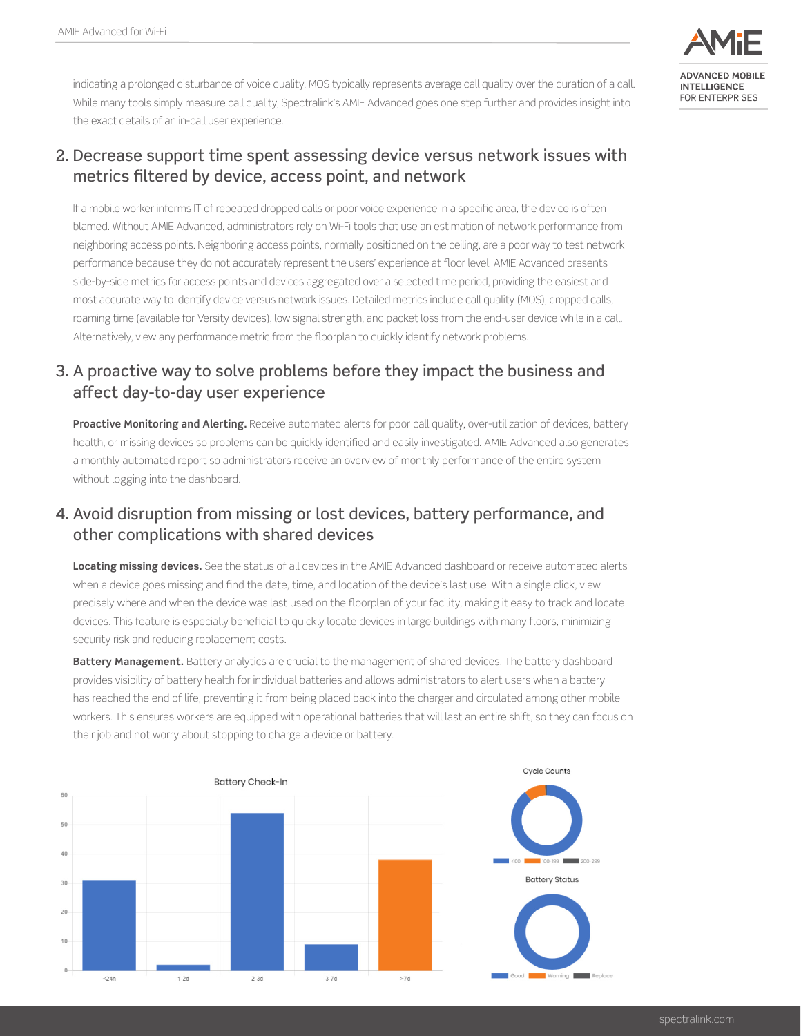indicating a prolonged disturbance of voice quality. MOS typically represents average call quality over the duration of a call. While many tools simply measure call quality, Spectralink's AMIE Advanced goes one step further and provides insight into the exact details of an in-call user experience.

## 2. Decrease support time spent assessing device versus network issues with metrics filtered by device, access point, and network

If a mobile worker informs IT of repeated dropped calls or poor voice experience in a specific area, the device is often blamed. Without AMIE Advanced, administrators rely on Wi-Fi tools that use an estimation of network performance from neighboring access points. Neighboring access points, normally positioned on the ceiling, are a poor way to test network performance because they do not accurately represent the users' experience at floor level. AMIE Advanced presents side-by-side metrics for access points and devices aggregated over a selected time period, providing the easiest and most accurate way to identify device versus network issues. Detailed metrics include call quality (MOS), dropped calls, roaming time (available for Versity devices), low signal strength, and packet loss from the end-user device while in a call. Alternatively, view any performance metric from the floorplan to quickly identify network problems.

## 3. A proactive way to solve problems before they impact the business and affect day-to-day user experience

**Proactive Monitoring and Alerting.** Receive automated alerts for poor call quality, over-utilization of devices, battery health, or missing devices so problems can be quickly identified and easily investigated. AMIE Advanced also generates a monthly automated report so administrators receive an overview of monthly performance of the entire system without logging into the dashboard.

## 4. Avoid disruption from missing or lost devices, battery performance, and other complications with shared devices

**Locating missing devices.** See the status of all devices in the AMIE Advanced dashboard or receive automated alerts when a device goes missing and find the date, time, and location of the device's last use. With a single click, view precisely where and when the device was last used on the floorplan of your facility, making it easy to track and locate devices. This feature is especially beneficial to quickly locate devices in large buildings with many floors, minimizing security risk and reducing replacement costs.

**Battery Management.** Battery analytics are crucial to the management of shared devices. The battery dashboard provides visibility of battery health for individual batteries and allows administrators to alert users when a battery has reached the end of life, preventing it from being placed back into the charger and circulated among other mobile workers. This ensures workers are equipped with operational batteries that will last an entire shift, so they can focus on their job and not worry about stopping to charge a device or battery.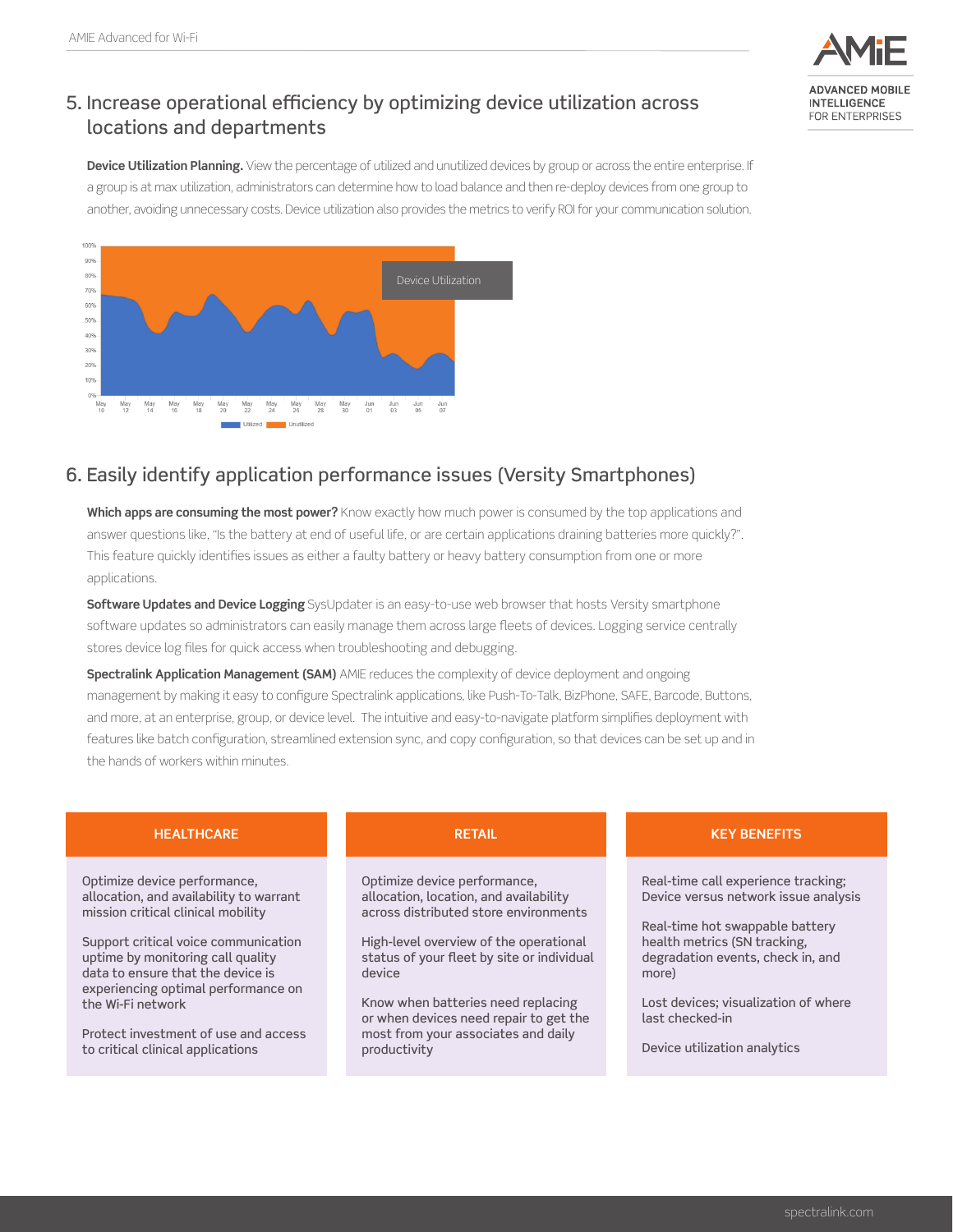## 5. Increase operational efficiency by optimizing device utilization across locations and departments

**Device Utilization Planning.** View the percentage of utilized and unutilized devices by group or across the entire enterprise. If a group is at max utilization, administrators can determine how to load balance and then re-deploy devices from one group to another, avoiding unnecessary costs. Device utilization also provides the metrics to verify ROI for your communication solution.

## 6. Easily identify application performance issues (Versity Smartphones)

**Which apps are consuming the most power?** Know exactly how much power is consumed by the top applications and answer questions like, "Is the battery at end of useful life, or are certain applications draining batteries more quickly?". This feature quickly identifies issues as either a faulty battery or heavy battery consumption from one or more applications.

**Software Updates and Device Logging** SysUpdater is an easy-to-use web browser that hosts Versity smartphone software updates so administrators can easily manage them across large fleets of devices. Logging service centrally stores device log files for quick access when troubleshooting and debugging.

**Spectralink Application Management (SAM)** AMIE reduces the complexity of device deployment and ongoing management by making it easy to configure Spectralink applications, like Push-To-Talk, BizPhone, SAFE, Barcode, Buttons, and more, at an enterprise, group, or device level. The intuitive and easy-to-navigate platform simplifies deployment with features like batch configuration, streamlined extension sync, and copy configuration, so that devices can be set up and in the hands of workers within minutes.

### HEALTHCARE

Optimize device performance, allocation, and availability to warrant mission critical clinical mobility

Support critical voice communication uptime by monitoring call quality data to ensure that the device is experiencing optimal performance on the Wi-Fi network

Protect investment of use and access to critical clinical applications

### RETAIL

Optimize device performance, allocation, location, and availability across distributed store environments

High-level overview of the operational status of your fleet by site or individual device

Know when batteries need replacing or when devices need repair to get the most from your associates and daily productivity

### KEY BENEFITS

Real-time call experience tracking; Device versus network issue analysis

Real-time hot swappable battery health metrics (SN tracking, degradation events, check in, and more)

Lost devices; visualization of where last checked-in

Device utilization analytics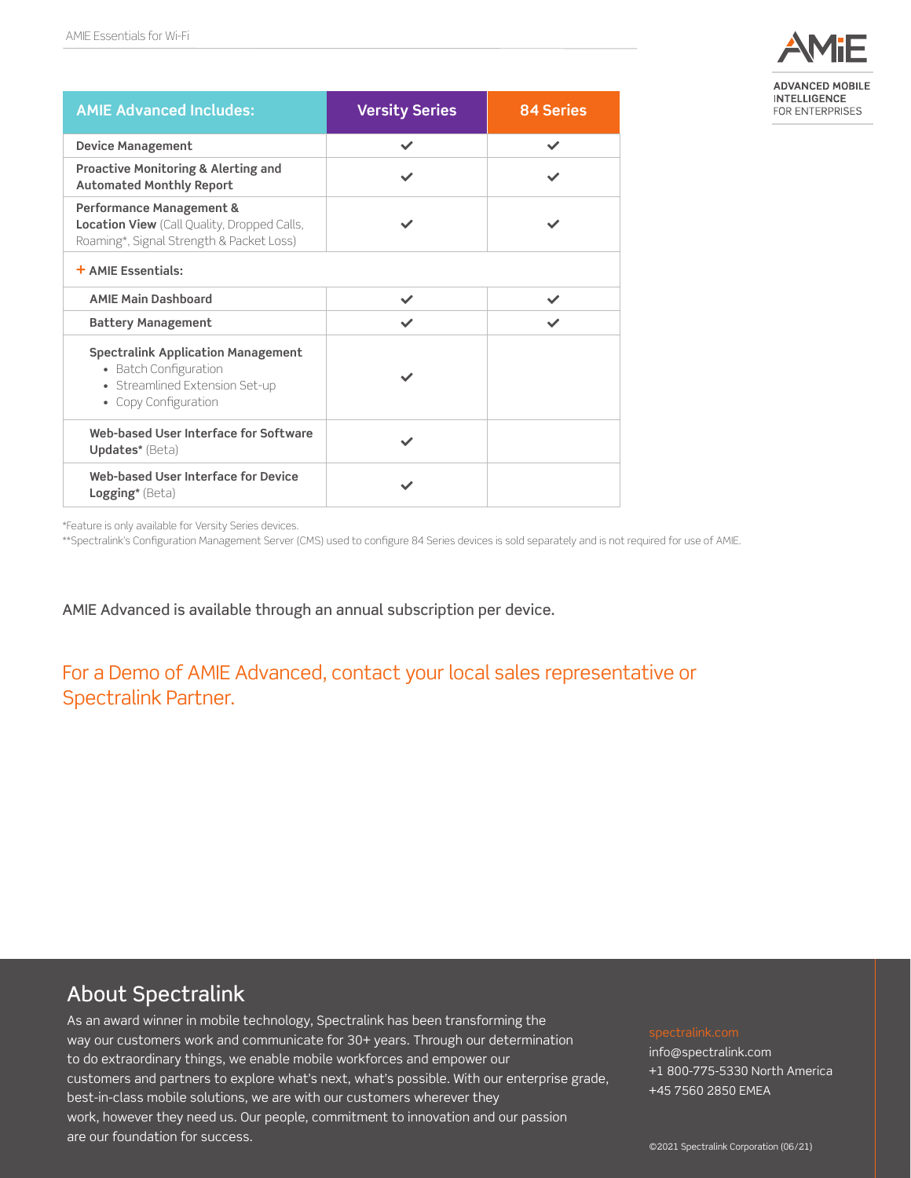ADVANCED MOBILE INTELLIGENCE FOR ENTERPRISES

| AMIE Advanced Includes: | Versity Series | 84 Series |
| --- | --- | --- |
| **Device Management** | ✔ | ✔ |
| **Proactive Monitoring & Alerting and Automated Monthly Report** | ✔ | ✔ |
| **Performance Management & Location View** (Call Quality, Dropped Calls, Roaming*, Signal Strength & Packet Loss) | ✔ | ✔ |
| **+ AMIE Essentials:** | | |
| **AMIE Main Dashboard** | ✔ | ✔ |
| **Battery Management** | ✔ | ✔ |
| **Spectralink Application Management** <br>• Batch Configuration <br>• Streamlined Extension Set-up <br>• Copy Configuration | ✔ | |
| **Web-based User Interface for Software Updates*** (Beta) | ✔ | |
| **Web-based User Interface for Device Logging*** (Beta) | ✔ | |

*Feature is only available for Versity Series devices.
**Spectralink's Configuration Management Server (CMS) used to configure 84 Series devices is sold separately and is not required for use of AMIE.

AMIE Advanced is available through an annual subscription per device.

For a Demo of AMIE Advanced, contact your local sales representative or Spectralink Partner.

## About Spectralink

As an award winner in mobile technology, Spectralink has been transforming the way our customers work and communicate for 30+ years. Through our determination to do extraordinary things, we enable mobile workforces and empower our customers and partners to explore what's next, what's possible. With our enterprise grade, best-in-class mobile solutions, we are with our customers wherever they work, however they need us. Our people, commitment to innovation and our passion are our foundation for success.

spectralink.com
info@spectralink.com
+1 800-775-5330 North America
+45 7560 2850 EMEA

©2021 Spectralink Corporation (06/21)